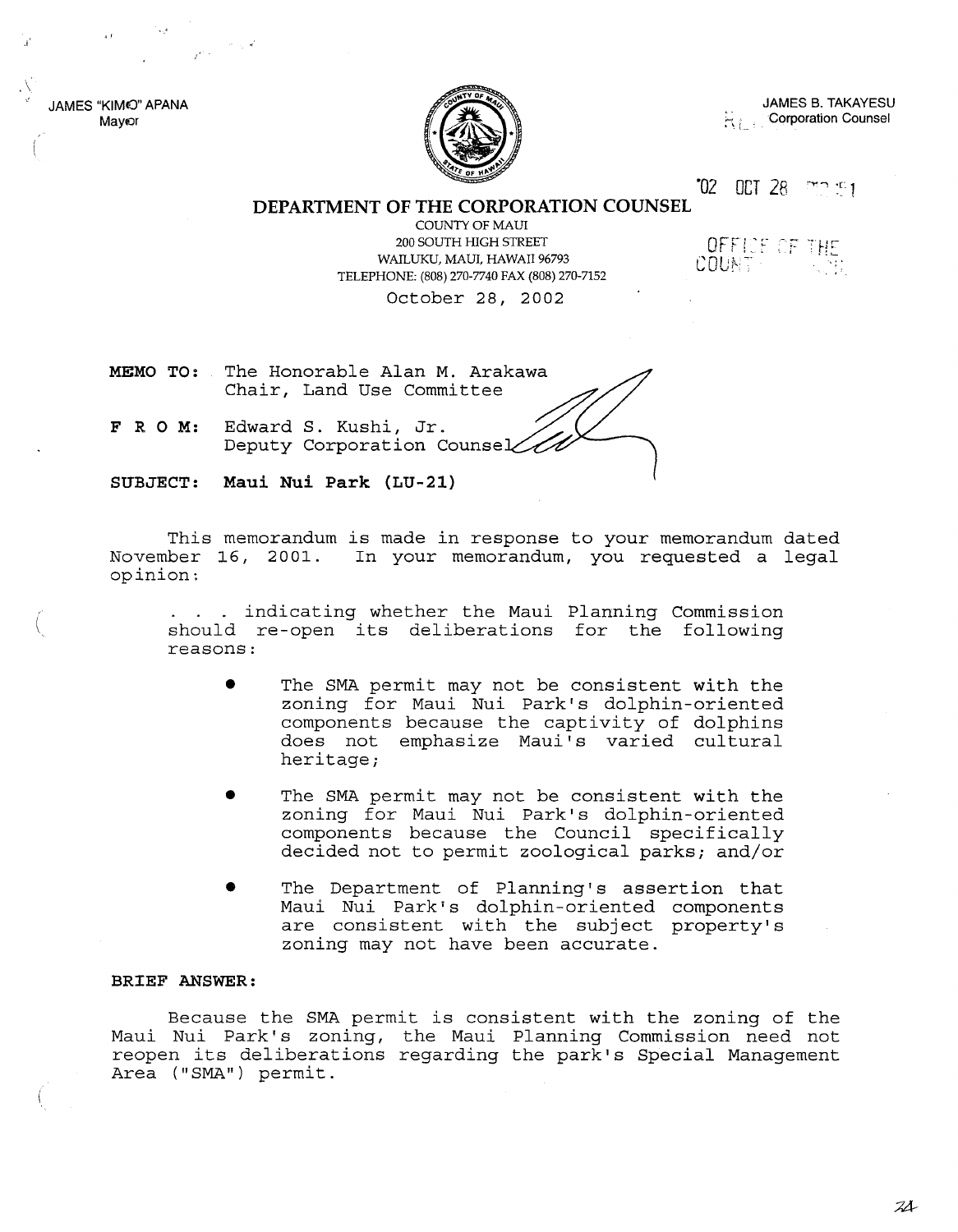JAMES "KIMO" APANA
Mayor

JAMES B. TAKAYESU
Corporation Counsel

'02 OCT 28

# DEPARTMENT OF THE CORPORATION COUNSEL

COUNTY OF MAUI
200 SOUTH HIGH STREET
WAILUKU, MAUI, HAWAII 96793
TELEPHONE: (808) 270-7740 FAX (808) 270-7152

OFFICE OF THE COUNTY

October 28, 2002

**MEMO TO:** The Honorable Alan M. Arakawa
Chair, Land Use Committee

**F R O M:** Edward S. Kushi, Jr.
Deputy Corporation Counsel

**SUBJECT: Maui Nui Park (LU-21)**

This memorandum is made in response to your memorandum dated November 16, 2001. In your memorandum, you requested a legal opinion:

> . . . indicating whether the Maui Planning Commission should re-open its deliberations for the following reasons:
>
> - The SMA permit may not be consistent with the zoning for Maui Nui Park's dolphin-oriented components because the captivity of dolphins does not emphasize Maui's varied cultural heritage;
> - The SMA permit may not be consistent with the zoning for Maui Nui Park's dolphin-oriented components because the Council specifically decided not to permit zoological parks; and/or
> - The Department of Planning's assertion that Maui Nui Park's dolphin-oriented components are consistent with the subject property's zoning may not have been accurate.

**BRIEF ANSWER:**

Because the SMA permit is consistent with the zoning of the Maui Nui Park's zoning, the Maui Planning Commission need not reopen its deliberations regarding the park's Special Management Area ("SMA") permit.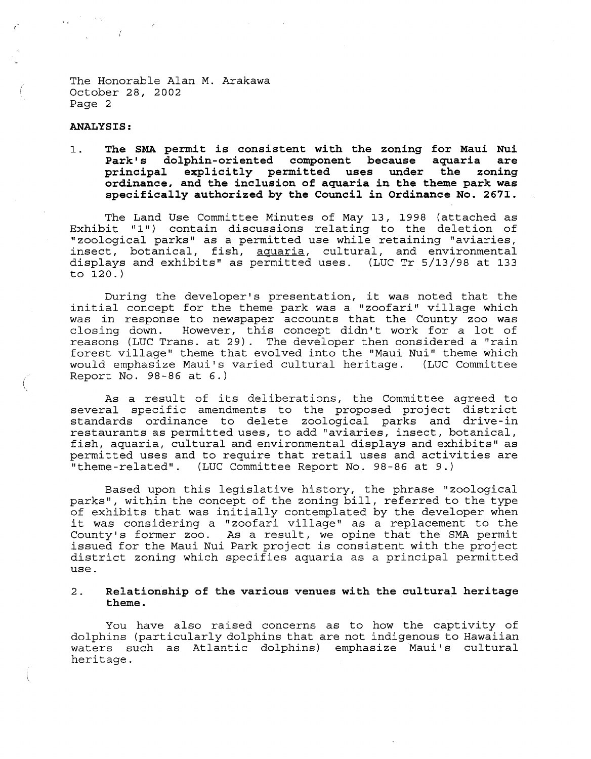The Honorable Alan M. Arakawa
October 28, 2002

**ANALYSIS:**

1. **The SMA permit is consistent with the zoning for Maui Nui Park's dolphin-oriented component because aquaria are principal explicitly permitted uses under the zoning ordinance, and the inclusion of aquaria in the theme park was specifically authorized by the Council in Ordinance No. 2671.**

The Land Use Committee Minutes of May 13, 1998 (attached as Exhibit "1") contain discussions relating to the deletion of "zoological parks" as a permitted use while retaining "aviaries, insect, botanical, fish, aquaria, cultural, and environmental displays and exhibits" as permitted uses. (LUC Tr 5/13/98 at 133 to 120.)

During the developer's presentation, it was noted that the initial concept for the theme park was a "zoofari" village which was in response to newspaper accounts that the County zoo was closing down. However, this concept didn't work for a lot of reasons (LUC Trans. at 29). The developer then considered a "rain forest village" theme that evolved into the "Maui Nui" theme which would emphasize Maui's varied cultural heritage. (LUC Committee Report No. 98-86 at 6.)

As a result of its deliberations, the Committee agreed to several specific amendments to the proposed project district standards ordinance to delete zoological parks and drive-in restaurants as permitted uses, to add "aviaries, insect, botanical, fish, aquaria, cultural and environmental displays and exhibits" as permitted uses and to require that retail uses and activities are "theme-related". (LUC Committee Report No. 98-86 at 9.)

Based upon this legislative history, the phrase "zoological parks", within the concept of the zoning bill, referred to the type of exhibits that was initially contemplated by the developer when it was considering a "zoofari village" as a replacement to the County's former zoo. As a result, we opine that the SMA permit issued for the Maui Nui Park project is consistent with the project district zoning which specifies aquaria as a principal permitted use.

2. **Relationship of the various venues with the cultural heritage theme.**

You have also raised concerns as to how the captivity of dolphins (particularly dolphins that are not indigenous to Hawaiian waters such as Atlantic dolphins) emphasize Maui's cultural heritage.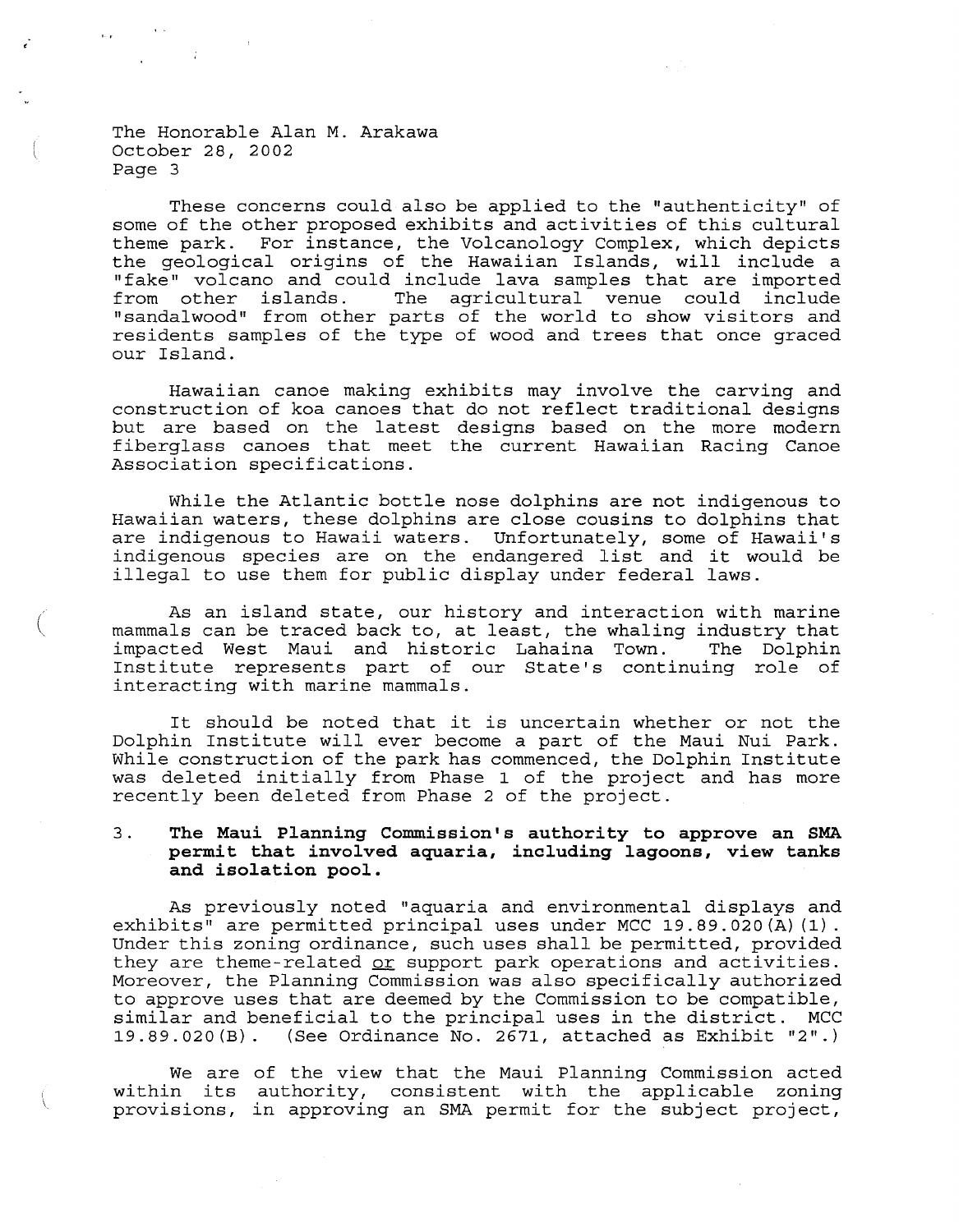These concerns could also be applied to the "authenticity" of some of the other proposed exhibits and activities of this cultural theme park. For instance, the Volcanology Complex, which depicts the geological origins of the Hawaiian Islands, will include a "fake" volcano and could include lava samples that are imported from other islands. The agricultural venue could include "sandalwood" from other parts of the world to show visitors and residents samples of the type of wood and trees that once graced our Island.

Hawaiian canoe making exhibits may involve the carving and construction of koa canoes that do not reflect traditional designs but are based on the latest designs based on the more modern fiberglass canoes that meet the current Hawaiian Racing Canoe Association specifications.

While the Atlantic bottle nose dolphins are not indigenous to Hawaiian waters, these dolphins are close cousins to dolphins that are indigenous to Hawaii waters. Unfortunately, some of Hawaii's indigenous species are on the endangered list and it would be illegal to use them for public display under federal laws.

As an island state, our history and interaction with marine mammals can be traced back to, at least, the whaling industry that impacted West Maui and historic Lahaina Town. The Dolphin Institute represents part of our State's continuing role of interacting with marine mammals.

It should be noted that it is uncertain whether or not the Dolphin Institute will ever become a part of the Maui Nui Park. While construction of the park has commenced, the Dolphin Institute was deleted initially from Phase 1 of the project and has more recently been deleted from Phase 2 of the project.

3. **The Maui Planning Commission's authority to approve an SMA permit that involved aquaria, including lagoons, view tanks and isolation pool.**

As previously noted "aquaria and environmental displays and exhibits" are permitted principal uses under MCC 19.89.020(A)(1). Under this zoning ordinance, such uses shall be permitted, provided they are theme-related <u>or</u> support park operations and activities. Moreover, the Planning Commission was also specifically authorized to approve uses that are deemed by the Commission to be compatible, similar and beneficial to the principal uses in the district. MCC 19.89.020(B). (See Ordinance No. 2671, attached as Exhibit "2".)

We are of the view that the Maui Planning Commission acted within its authority, consistent with the applicable zoning provisions, in approving an SMA permit for the subject project,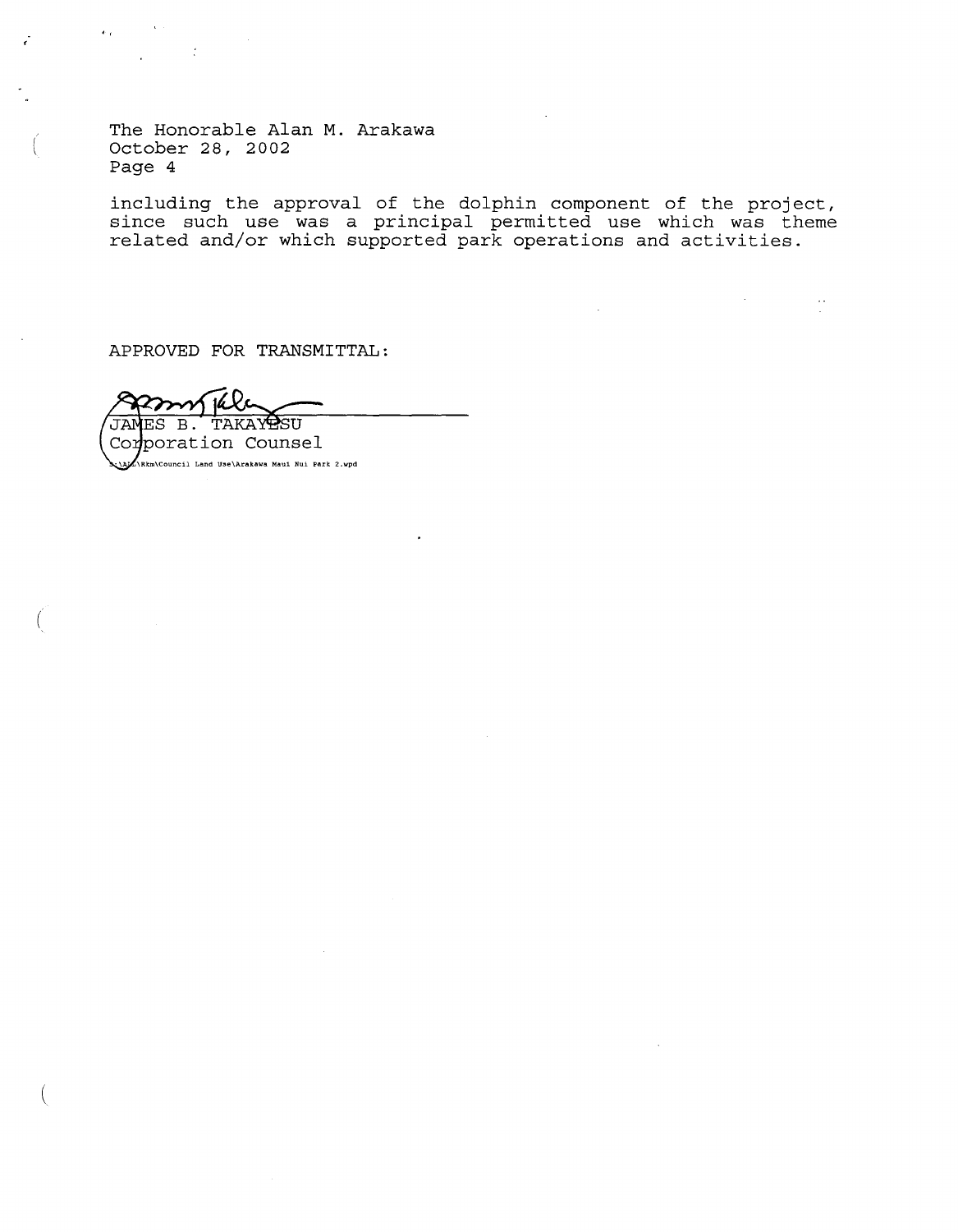including the approval of the dolphin component of the project, since such use was a principal permitted use which was theme related and/or which supported park operations and activities.

APPROVED FOR TRANSMITTAL:

JAMES B. TAKAYESU
Corporation Counsel

S:\ALL\Rkm\Council Land Use\Arakawa Maui Nui Park 2.wpd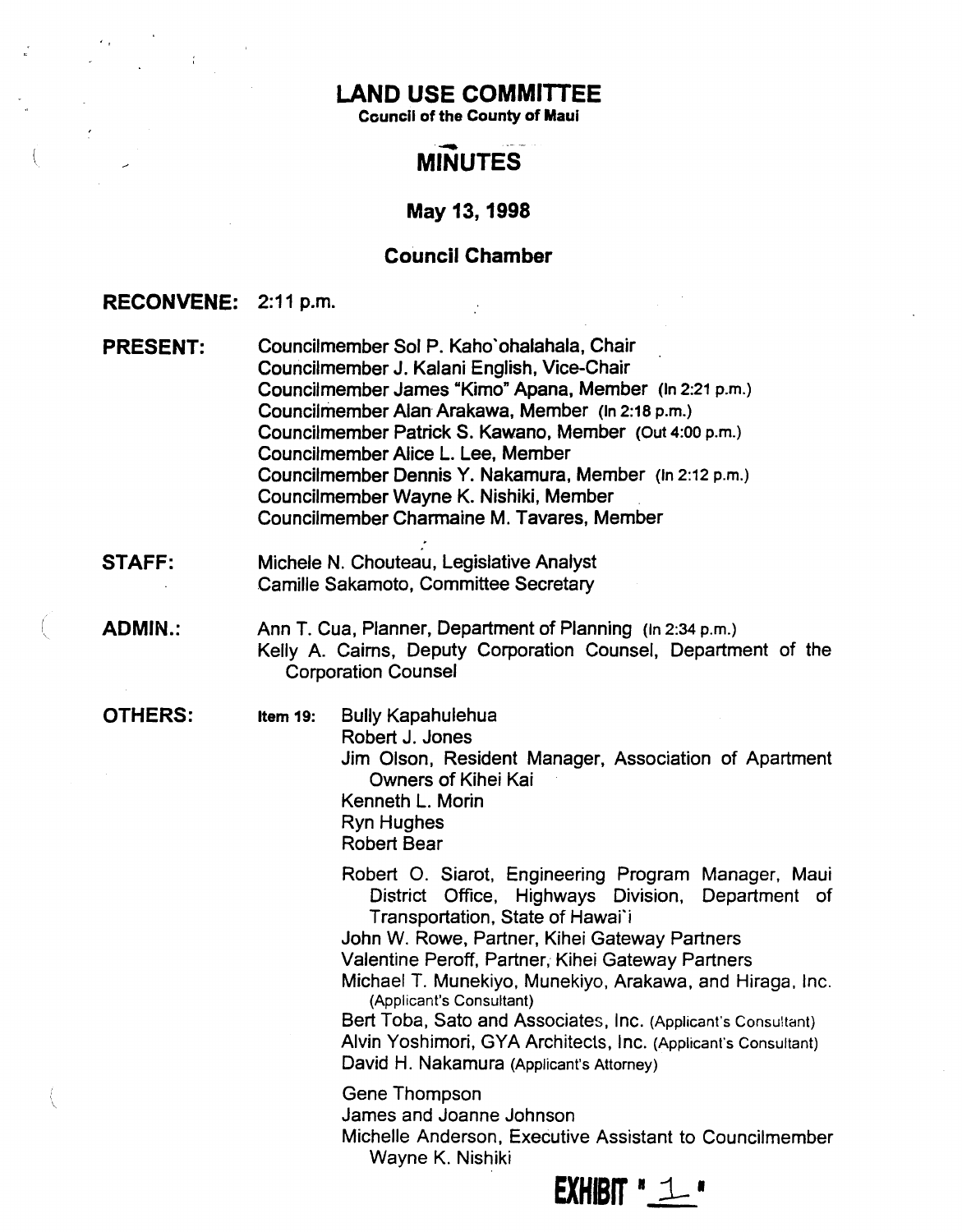# LAND USE COMMITTEE

**Council of the County of Maui**

## MINUTES

**May 13, 1998**

**Council Chamber**

**RECONVENE:** 2:11 p.m.

**PRESENT:**
Councilmember Sol P. Kaho`ohalahala, Chair
Councilmember J. Kalani English, Vice-Chair
Councilmember James "Kimo" Apana, Member (In 2:21 p.m.)
Councilmember Alan Arakawa, Member (In 2:18 p.m.)
Councilmember Patrick S. Kawano, Member (Out 4:00 p.m.)
Councilmember Alice L. Lee, Member
Councilmember Dennis Y. Nakamura, Member (In 2:12 p.m.)
Councilmember Wayne K. Nishiki, Member
Councilmember Charmaine M. Tavares, Member

**STAFF:**
Michele N. Chouteau, Legislative Analyst
Camille Sakamoto, Committee Secretary

**ADMIN.:**
Ann T. Cua, Planner, Department of Planning (In 2:34 p.m.)
Kelly A. Cairns, Deputy Corporation Counsel, Department of the Corporation Counsel

**OTHERS:**

Item 19:
Bully Kapahulehua
Robert J. Jones
Jim Olson, Resident Manager, Association of Apartment Owners of Kihei Kai
Kenneth L. Morin
Ryn Hughes
Robert Bear

Robert O. Siarot, Engineering Program Manager, Maui District Office, Highways Division, Department of Transportation, State of Hawai`i
John W. Rowe, Partner, Kihei Gateway Partners
Valentine Peroff, Partner, Kihei Gateway Partners
Michael T. Munekiyo, Munekiyo, Arakawa, and Hiraga, Inc. (Applicant's Consultant)
Bert Toba, Sato and Associates, Inc. (Applicant's Consultant)
Alvin Yoshimori, GYA Architects, Inc. (Applicant's Consultant)
David H. Nakamura (Applicant's Attorney)

Gene Thompson
James and Joanne Johnson
Michelle Anderson, Executive Assistant to Councilmember Wayne K. Nishiki

**EXHIBIT "1"**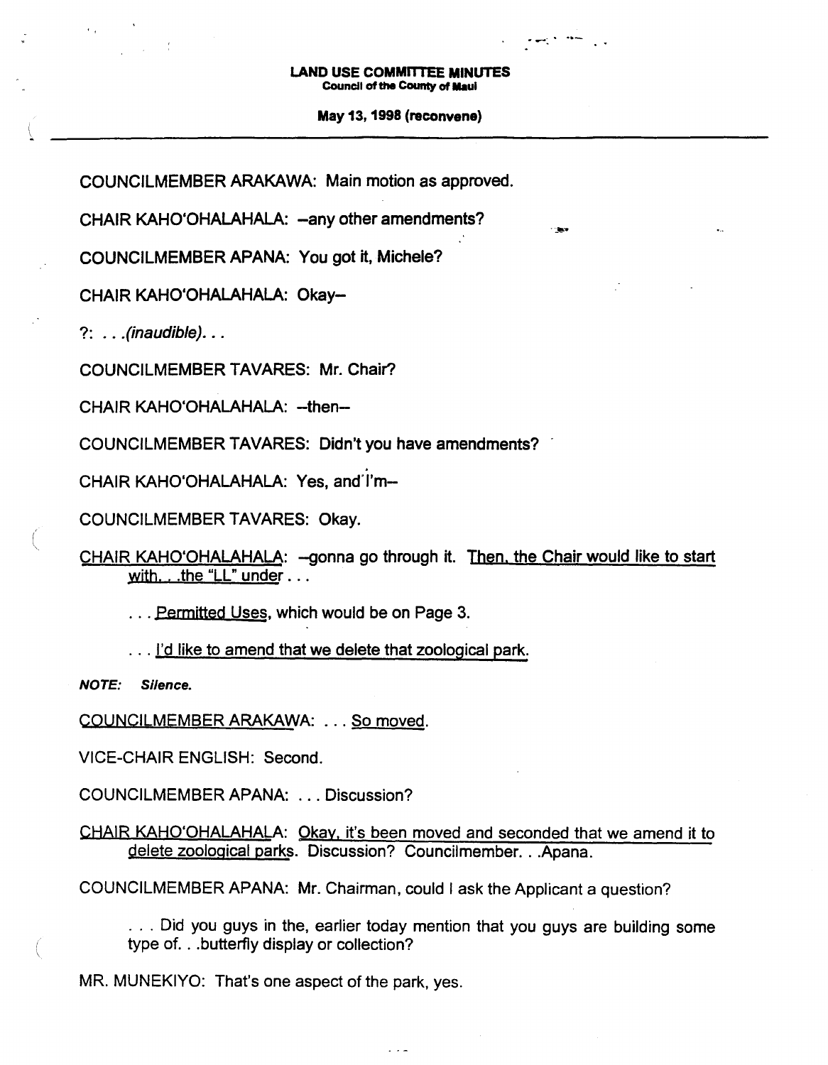COUNCILMEMBER ARAKAWA: Main motion as approved.

CHAIR KAHO'OHALAHALA: --any other amendments?

COUNCILMEMBER APANA: You got it, Michele?

CHAIR KAHO'OHALAHALA: Okay--

?: . . .*(inaudible)*. . .

COUNCILMEMBER TAVARES: Mr. Chair?

CHAIR KAHO'OHALAHALA: --then--

COUNCILMEMBER TAVARES: Didn't you have amendments?

CHAIR KAHO'OHALAHALA: Yes, and I'm--

COUNCILMEMBER TAVARES: Okay.

<u>CHAIR KAHO'OHALAHALA</u>: --gonna go through it. <u>Then, the Chair would like to start with. . .the "LL" under</u> . . .

> . . . <u>Permitted Uses</u>, which would be on Page 3.
>
> . . . <u>I'd like to amend that we delete that zoological park.</u>

***NOTE: Silence.***

<u>COUNCILMEMBER ARAKAWA</u>: . . . <u>So moved</u>.

VICE-CHAIR ENGLISH: Second.

COUNCILMEMBER APANA: . . . Discussion?

<u>CHAIR KAHO'OHALAHALA</u>: <u>Okay, it's been moved and seconded that we amend it to delete zoological parks</u>. Discussion? Councilmember. . .Apana.

COUNCILMEMBER APANA: Mr. Chairman, could I ask the Applicant a question?

> . . . Did you guys in the, earlier today mention that you guys are building some type of. . .butterfly display or collection?

MR. MUNEKIYO: That's one aspect of the park, yes.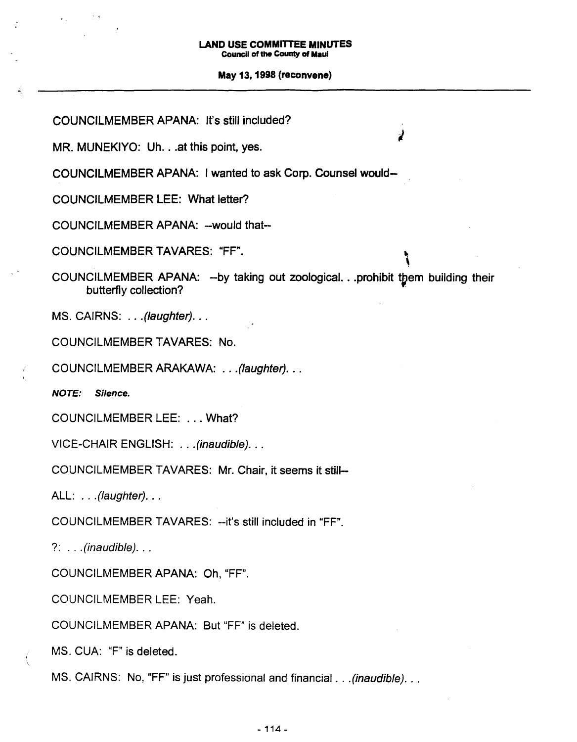COUNCILMEMBER APANA: It's still included?

MR. MUNEKIYO: Uh. . .at this point, yes.

COUNCILMEMBER APANA: I wanted to ask Corp. Counsel would--

COUNCILMEMBER LEE: What letter?

COUNCILMEMBER APANA: --would that--

COUNCILMEMBER TAVARES: "FF".

COUNCILMEMBER APANA: --by taking out zoological. . .prohibit them building their butterfly collection?

MS. CAIRNS: . . .*(laughter)*. . .

COUNCILMEMBER TAVARES: No.

COUNCILMEMBER ARAKAWA: . . .*(laughter)*. . .

***NOTE: Silence.***

COUNCILMEMBER LEE: . . . What?

VICE-CHAIR ENGLISH: . . .*(inaudible)*. . .

COUNCILMEMBER TAVARES: Mr. Chair, it seems it still--

ALL: . . .*(laughter)*. . .

COUNCILMEMBER TAVARES: --it's still included in "FF".

?: . . .*(inaudible)*. . .

COUNCILMEMBER APANA: Oh, "FF".

COUNCILMEMBER LEE: Yeah.

COUNCILMEMBER APANA: But "FF" is deleted.

MS. CUA: "F" is deleted.

MS. CAIRNS: No, "FF" is just professional and financial . . .*(inaudible)*. . .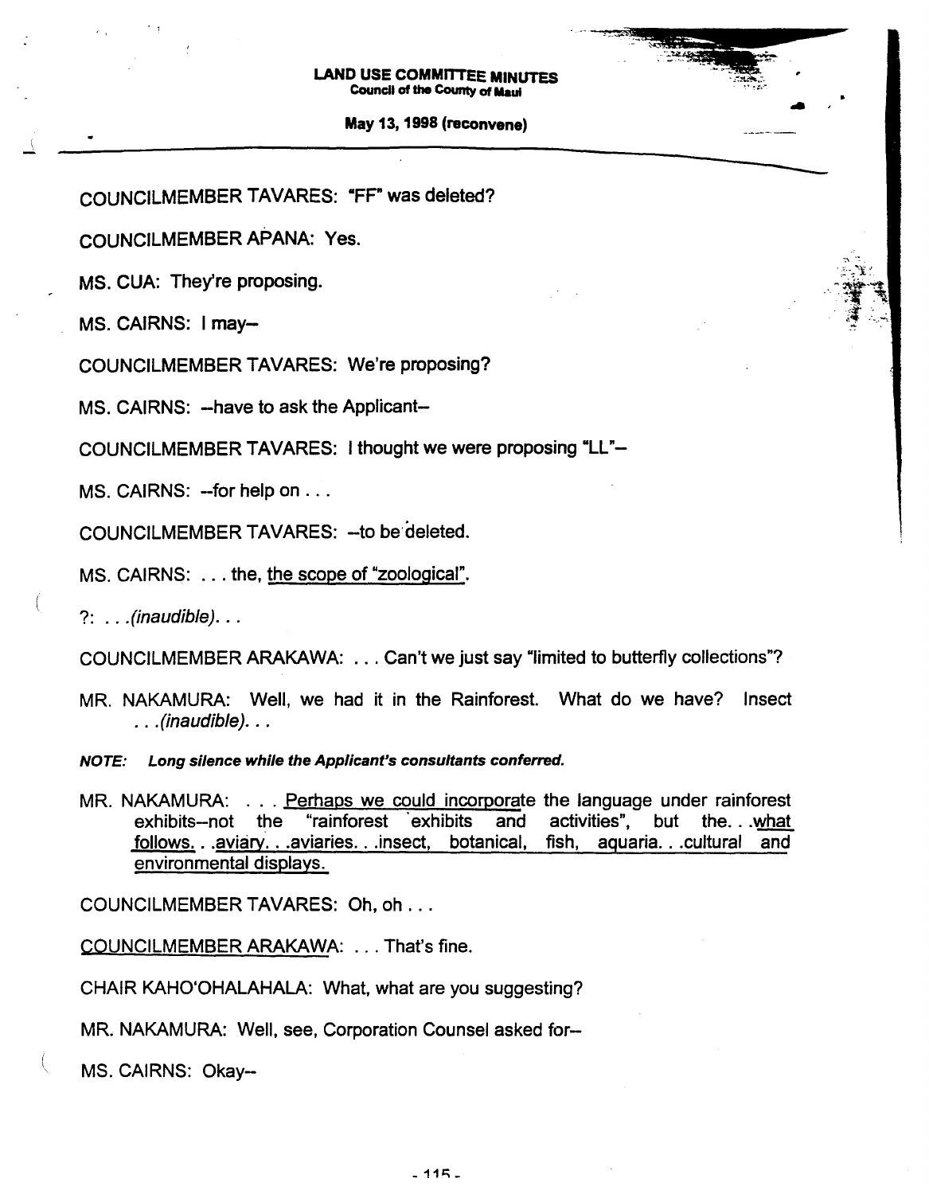COUNCILMEMBER TAVARES: "FF" was deleted?

COUNCILMEMBER APANA: Yes.

MS. CUA: They're proposing.

MS. CAIRNS: I may--

COUNCILMEMBER TAVARES: We're proposing?

MS. CAIRNS: --have to ask the Applicant--

COUNCILMEMBER TAVARES: I thought we were proposing "LL"--

MS. CAIRNS: --for help on . . .

COUNCILMEMBER TAVARES: --to be deleted.

MS. CAIRNS: . . . the, the scope of "zoological".

?: . . .*(inaudible)*. . .

COUNCILMEMBER ARAKAWA: . . . Can't we just say "limited to butterfly collections"?

MR. NAKAMURA: Well, we had it in the Rainforest. What do we have? Insect . . .*(inaudible)*. . .

***NOTE: Long silence while the Applicant's consultants conferred.***

MR. NAKAMURA: . . . Perhaps we could incorporate the language under rainforest exhibits--not the "rainforest exhibits and activities", but the. . .what follows. . .aviary. . .aviaries. . .insect, botanical, fish, aquaria. . .cultural and environmental displays.

COUNCILMEMBER TAVARES: Oh, oh . . .

COUNCILMEMBER ARAKAWA: . . . That's fine.

CHAIR KAHO'OHALAHALA: What, what are you suggesting?

MR. NAKAMURA: Well, see, Corporation Counsel asked for--

MS. CAIRNS: Okay--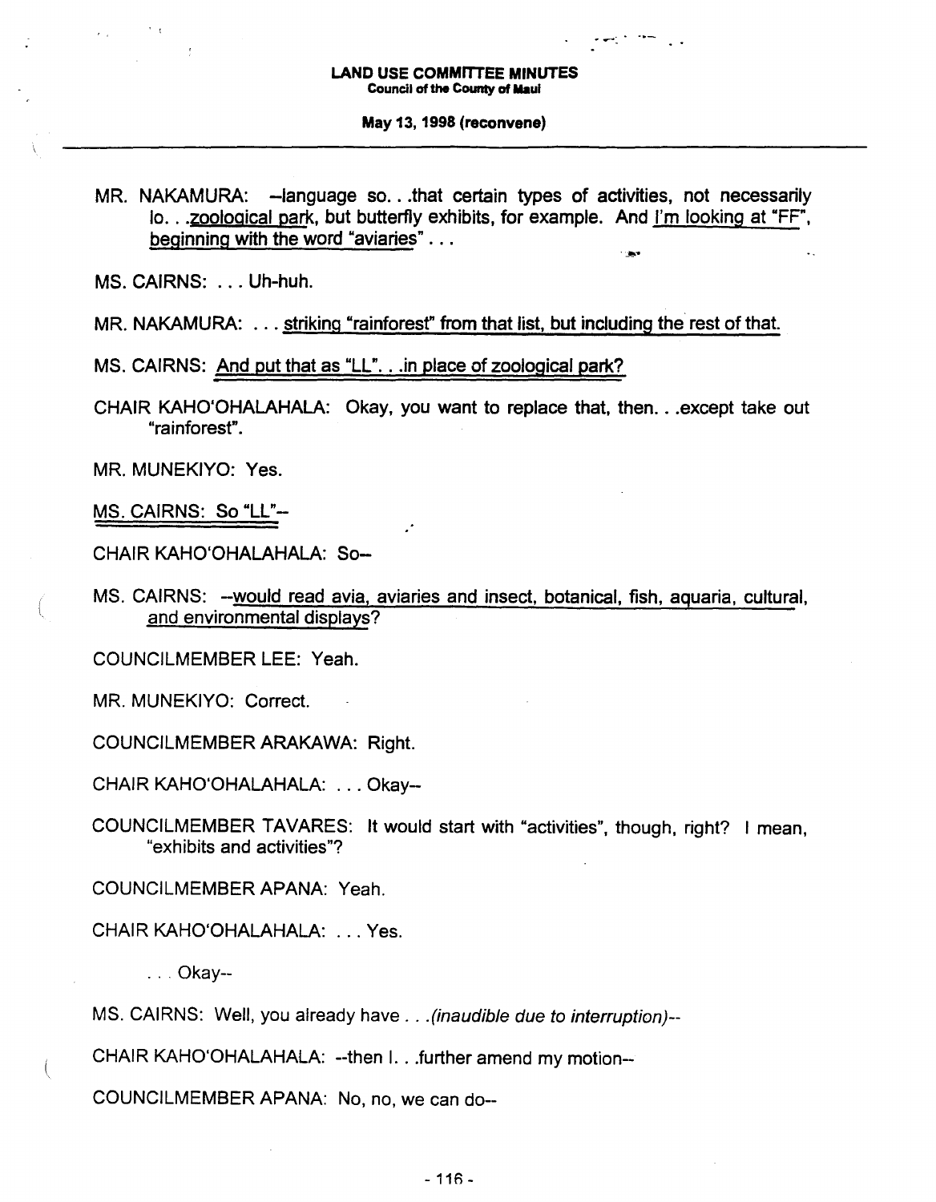MR. NAKAMURA: --language so. . .that certain types of activities, not necessarily lo. . .zoological park, but butterfly exhibits, for example. And I'm looking at "FF", beginning with the word "aviaries" . . .

MS. CAIRNS: . . . Uh-huh.

MR. NAKAMURA: . . . striking "rainforest" from that list, but including the rest of that.

MS. CAIRNS: And put that as "LL". . .in place of zoological park?

CHAIR KAHO'OHALAHALA: Okay, you want to replace that, then. . .except take out "rainforest".

MR. MUNEKIYO: Yes.

MS. CAIRNS: So "LL"--

CHAIR KAHO'OHALAHALA: So--

MS. CAIRNS: --would read avia, aviaries and insect, botanical, fish, aquaria, cultural, and environmental displays?

COUNCILMEMBER LEE: Yeah.

MR. MUNEKIYO: Correct.

COUNCILMEMBER ARAKAWA: Right.

CHAIR KAHO'OHALAHALA: . . . Okay--

COUNCILMEMBER TAVARES: It would start with "activities", though, right? I mean, "exhibits and activities"?

COUNCILMEMBER APANA: Yeah.

CHAIR KAHO'OHALAHALA: . . . Yes.

. . . Okay--

MS. CAIRNS: Well, you already have . . . *(inaudible due to interruption)*--

CHAIR KAHO'OHALAHALA: --then I. . .further amend my motion--

COUNCILMEMBER APANA: No, no, we can do--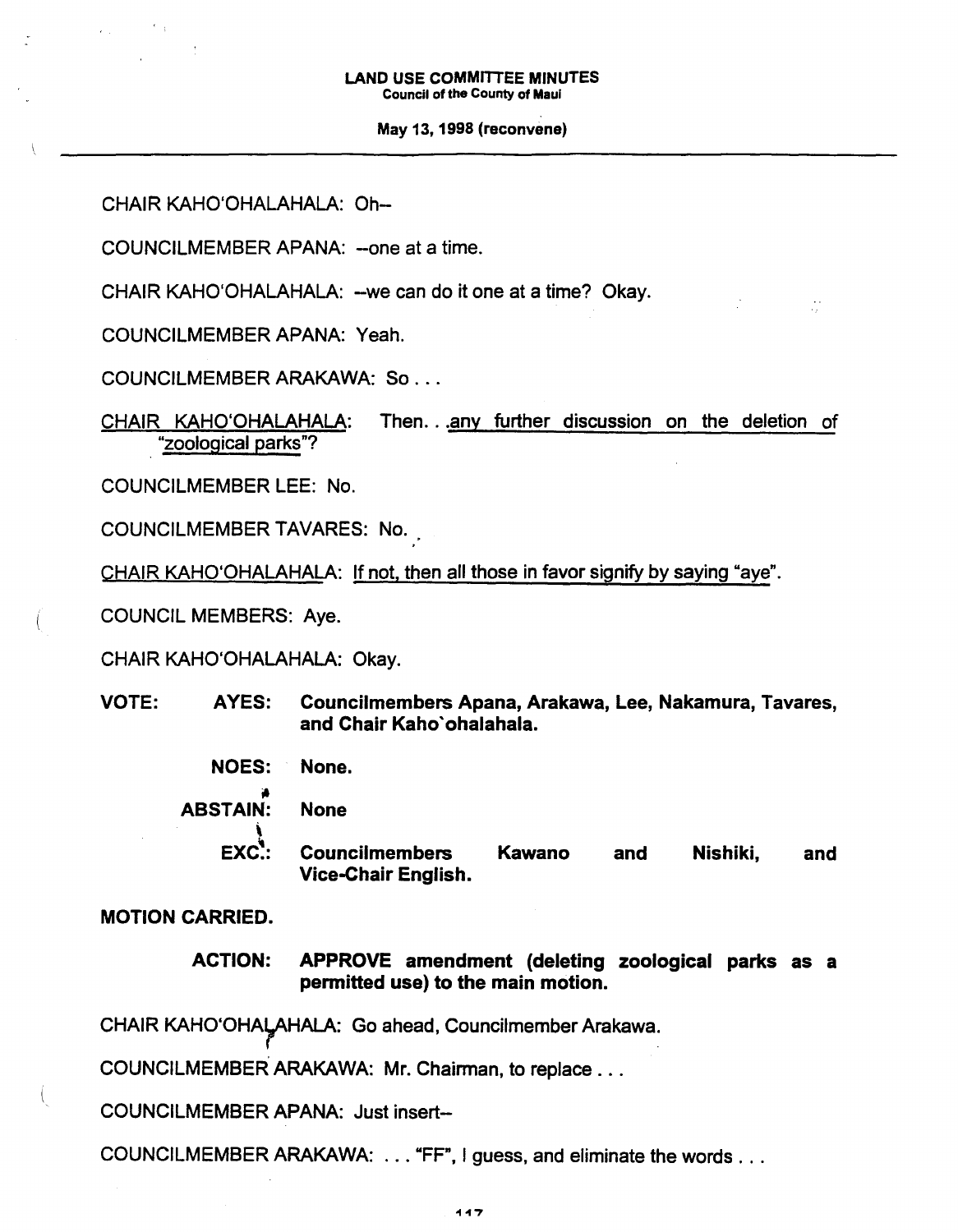CHAIR KAHO'OHALAHALA: Oh--

COUNCILMEMBER APANA: --one at a time.

CHAIR KAHO'OHALAHALA: --we can do it one at a time? Okay.

COUNCILMEMBER APANA: Yeah.

COUNCILMEMBER ARAKAWA: So . . .

CHAIR KAHO'OHALAHALA: Then. . .any further discussion on the deletion of "zoological parks"?

COUNCILMEMBER LEE: No.

COUNCILMEMBER TAVARES: No.

CHAIR KAHO'OHALAHALA: If not, then all those in favor signify by saying "aye".

COUNCIL MEMBERS: Aye.

CHAIR KAHO'OHALAHALA: Okay.

**VOTE: AYES: Councilmembers Apana, Arakawa, Lee, Nakamura, Tavares, and Chair Kaho`ohalahala.**

**NOES: None.**

**ABSTAIN: None**

**EXC.: Councilmembers Kawano and Nishiki, and Vice-Chair English.**

**MOTION CARRIED.**

**ACTION: APPROVE amendment (deleting zoological parks as a permitted use) to the main motion.**

CHAIR KAHO'OHALAHALA: Go ahead, Councilmember Arakawa.

COUNCILMEMBER ARAKAWA: Mr. Chairman, to replace . . .

COUNCILMEMBER APANA: Just insert--

COUNCILMEMBER ARAKAWA: . . . "FF", I guess, and eliminate the words . . .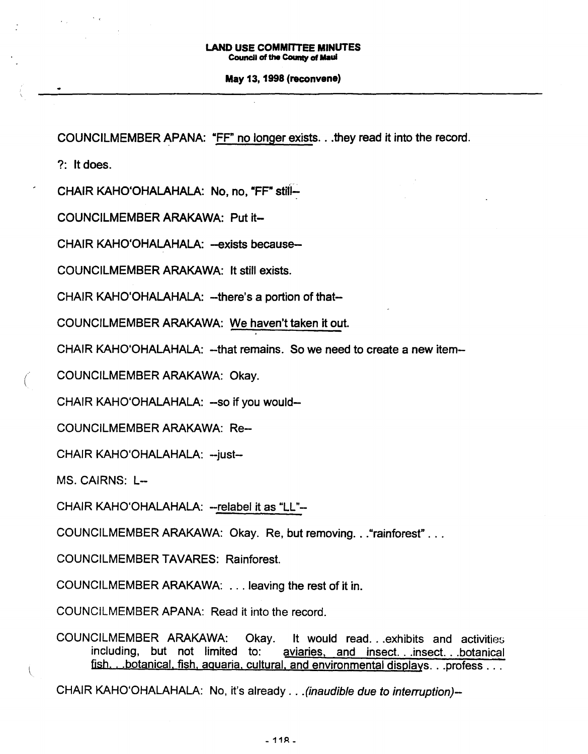COUNCILMEMBER APANA: "FF" no longer exists. . .they read it into the record.

?: It does.

CHAIR KAHO'OHALAHALA: No, no, "FF" still--

COUNCILMEMBER ARAKAWA: Put it--

CHAIR KAHO'OHALAHALA: --exists because--

COUNCILMEMBER ARAKAWA: It still exists.

CHAIR KAHO'OHALAHALA: --there's a portion of that--

COUNCILMEMBER ARAKAWA: We haven't taken it out.

CHAIR KAHO'OHALAHALA: --that remains. So we need to create a new item--

COUNCILMEMBER ARAKAWA: Okay.

CHAIR KAHO'OHALAHALA: --so if you would--

COUNCILMEMBER ARAKAWA: Re--

CHAIR KAHO'OHALAHALA: --just--

MS. CAIRNS: L--

CHAIR KAHO'OHALAHALA: --relabel it as "LL"--

COUNCILMEMBER ARAKAWA: Okay. Re, but removing. . ."rainforest" . . .

COUNCILMEMBER TAVARES: Rainforest.

COUNCILMEMBER ARAKAWA: . . . leaving the rest of it in.

COUNCILMEMBER APANA: Read it into the record.

COUNCILMEMBER ARAKAWA: Okay. It would read. . .exhibits and activities including, but not limited to: aviaries, and insect. . .insect. . .botanical fish. . .botanical, fish, aquaria, cultural, and environmental displays. . .profess . . .

CHAIR KAHO'OHALAHALA: No, it's already . . .*(inaudible due to interruption)*--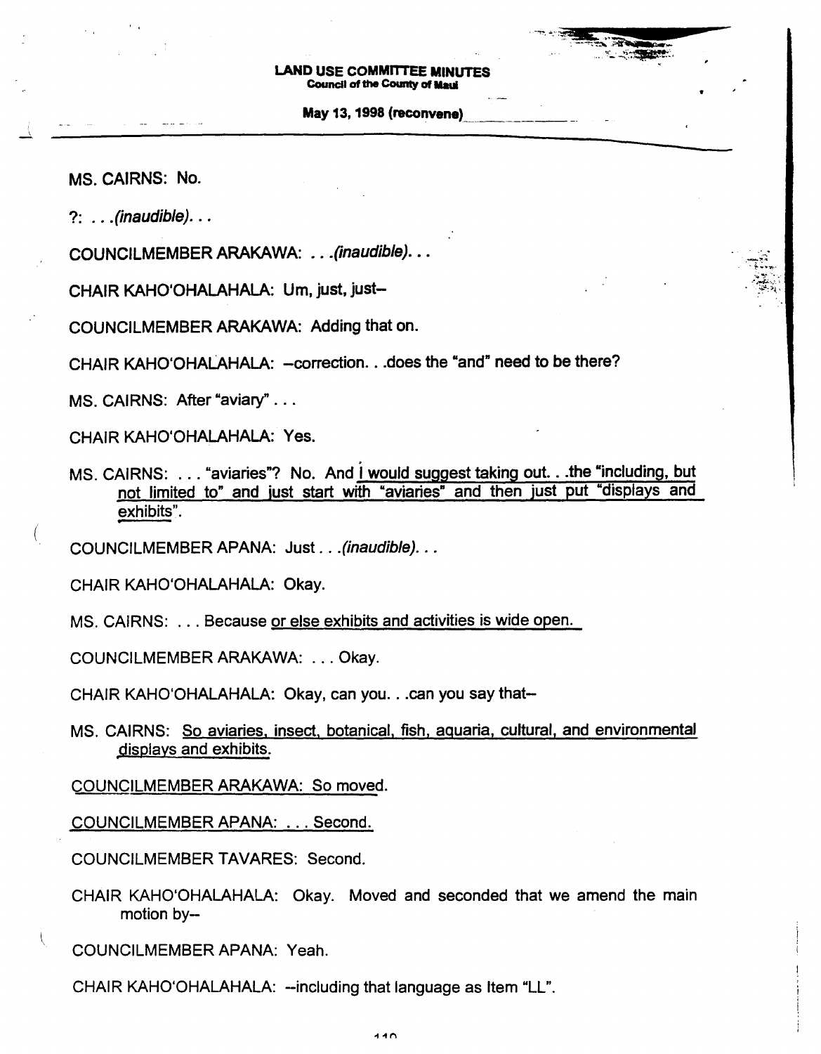MS. CAIRNS: No.

?: . . .*(inaudible)*. . .

COUNCILMEMBER ARAKAWA: . . .*(inaudible)*. . .

CHAIR KAHO'OHALAHALA: Um, just, just--

COUNCILMEMBER ARAKAWA: Adding that on.

CHAIR KAHO'OHALAHALA: --correction. . .does the "and" need to be there?

MS. CAIRNS: After "aviary" . . .

CHAIR KAHO'OHALAHALA: Yes.

MS. CAIRNS: . . . "aviaries"? No. And I would suggest taking out. . .the "including, but not limited to" and just start with "aviaries" and then just put "displays and exhibits".

COUNCILMEMBER APANA: Just . . .*(inaudible)*. . .

CHAIR KAHO'OHALAHALA: Okay.

MS. CAIRNS: . . . Because or else exhibits and activities is wide open.

COUNCILMEMBER ARAKAWA: . . . Okay.

CHAIR KAHO'OHALAHALA: Okay, can you. . .can you say that--

MS. CAIRNS: So aviaries, insect, botanical, fish, aquaria, cultural, and environmental displays and exhibits.

COUNCILMEMBER ARAKAWA: So moved.

COUNCILMEMBER APANA: . . . Second.

COUNCILMEMBER TAVARES: Second.

CHAIR KAHO'OHALAHALA: Okay. Moved and seconded that we amend the main motion by--

COUNCILMEMBER APANA: Yeah.

CHAIR KAHO'OHALAHALA: --including that language as Item "LL".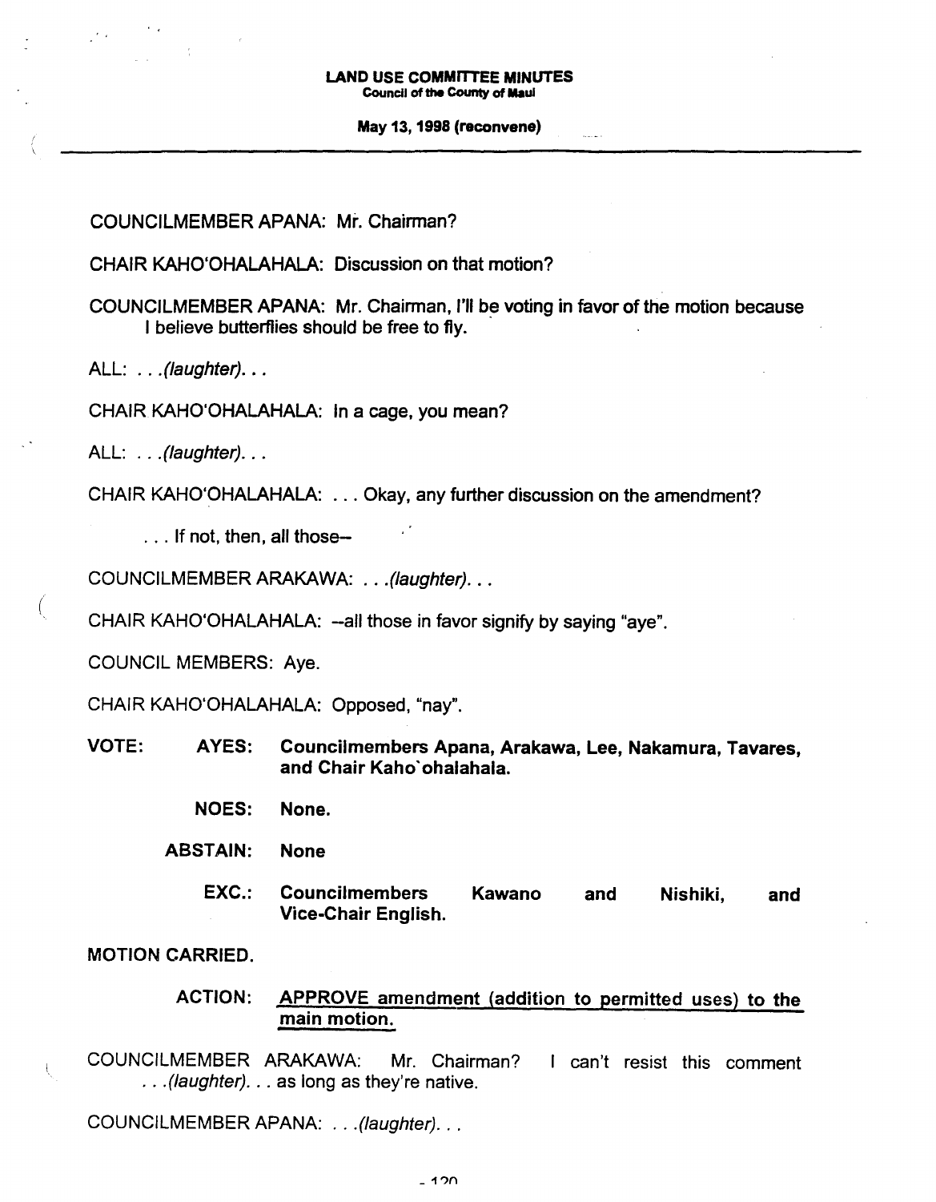COUNCILMEMBER APANA: Mr. Chairman?

CHAIR KAHO'OHALAHALA: Discussion on that motion?

COUNCILMEMBER APANA: Mr. Chairman, I'll be voting in favor of the motion because I believe butterflies should be free to fly.

ALL: . . .*(laughter)*. . .

CHAIR KAHO'OHALAHALA: In a cage, you mean?

ALL: . . .*(laughter)*. . .

CHAIR KAHO'OHALAHALA: . . . Okay, any further discussion on the amendment?

. . . If not, then, all those--

COUNCILMEMBER ARAKAWA: . . .*(laughter)*. . .

CHAIR KAHO'OHALAHALA: --all those in favor signify by saying "aye".

COUNCIL MEMBERS: Aye.

CHAIR KAHO'OHALAHALA: Opposed, "nay".

**VOTE: AYES: Councilmembers Apana, Arakawa, Lee, Nakamura, Tavares, and Chair Kaho`ohalahala.**

**NOES: None.**

**ABSTAIN: None**

**EXC.: Councilmembers Kawano and Nishiki, and Vice-Chair English.**

**MOTION CARRIED.**

**ACTION: APPROVE amendment (addition to permitted uses) to the main motion.**

COUNCILMEMBER ARAKAWA: Mr. Chairman? I can't resist this comment . . .*(laughter)*. . . as long as they're native.

COUNCILMEMBER APANA: . . .*(laughter)*. . .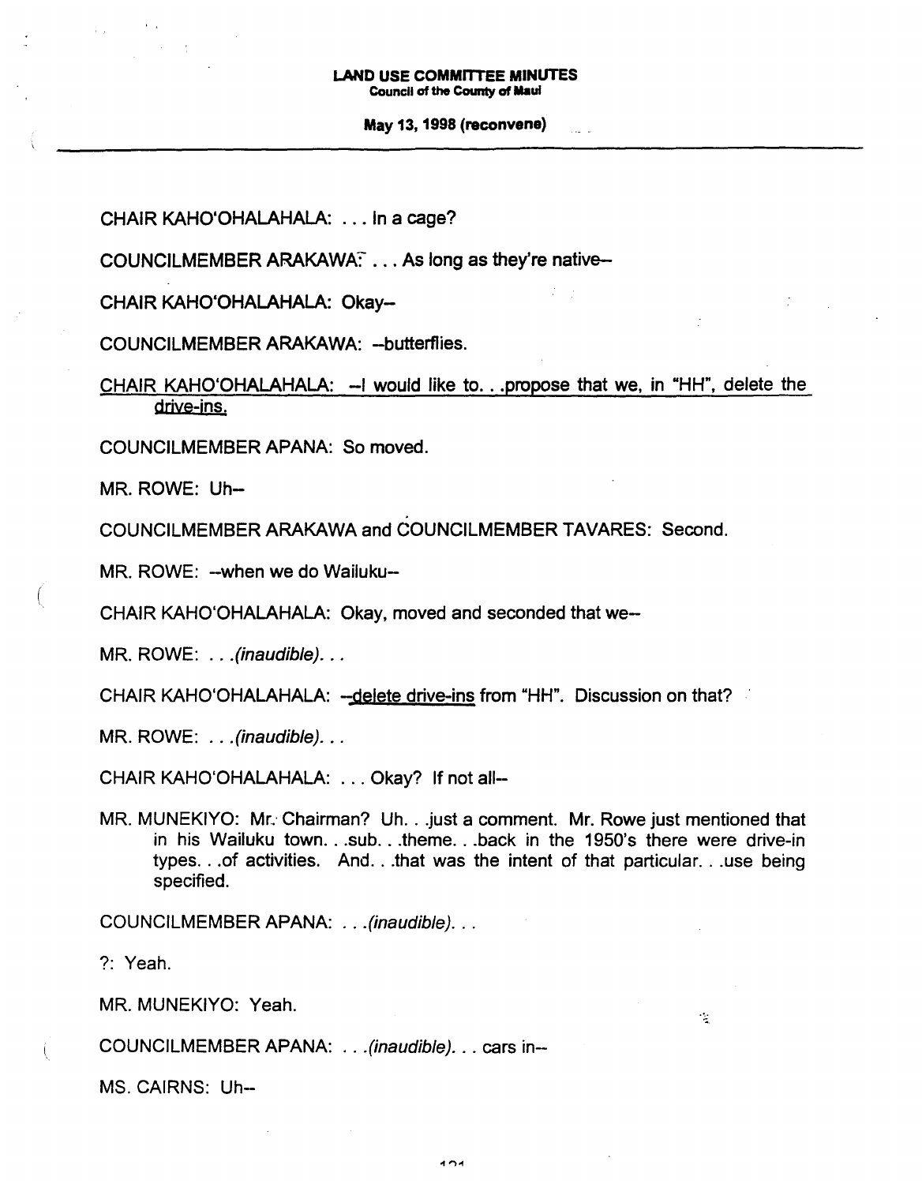CHAIR KAHO'OHALAHALA: . . . In a cage?

COUNCILMEMBER ARAKAWA: . . . As long as they're native--

CHAIR KAHO'OHALAHALA: Okay--

COUNCILMEMBER ARAKAWA: --butterflies.

CHAIR KAHO'OHALAHALA: --I would like to. . .propose that we, in "HH", delete the drive-ins.

COUNCILMEMBER APANA: So moved.

MR. ROWE: Uh--

COUNCILMEMBER ARAKAWA and COUNCILMEMBER TAVARES: Second.

MR. ROWE: --when we do Wailuku--

CHAIR KAHO'OHALAHALA: Okay, moved and seconded that we--

MR. ROWE: . . .*(inaudible)*. . .

CHAIR KAHO'OHALAHALA: --delete drive-ins from "HH". Discussion on that?

MR. ROWE: . . .*(inaudible)*. . .

CHAIR KAHO'OHALAHALA: . . . Okay? If not all--

MR. MUNEKIYO: Mr. Chairman? Uh. . .just a comment. Mr. Rowe just mentioned that in his Wailuku town. . .sub. . .theme. . .back in the 1950's there were drive-in types. . .of activities. And. . .that was the intent of that particular. . .use being specified.

COUNCILMEMBER APANA: . . .*(inaudible)*. . .

?: Yeah.

MR. MUNEKIYO: Yeah.

COUNCILMEMBER APANA: . . .*(inaudible)*. . . cars in--

MS. CAIRNS: Uh--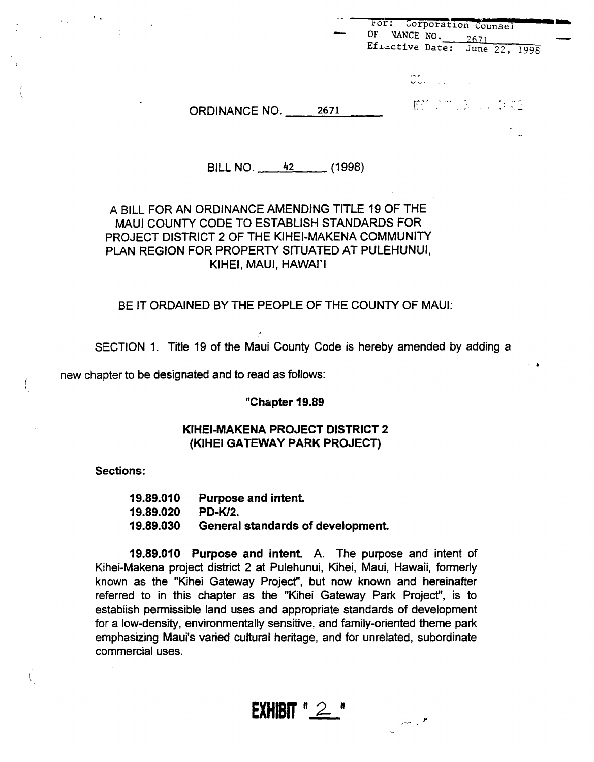For: Corporation Counsel
ORDINANCE NO. 2671
Effective Date: June 22, 1998

ORDINANCE NO. 2671

BILL NO. 42 (1998)

A BILL FOR AN ORDINANCE AMENDING TITLE 19 OF THE MAUI COUNTY CODE TO ESTABLISH STANDARDS FOR PROJECT DISTRICT 2 OF THE KIHEI-MAKENA COMMUNITY PLAN REGION FOR PROPERTY SITUATED AT PULEHUNUI, KIHEI, MAUI, HAWAI'I

BE IT ORDAINED BY THE PEOPLE OF THE COUNTY OF MAUI:

SECTION 1. Title 19 of the Maui County Code is hereby amended by adding a new chapter to be designated and to read as follows:

**"Chapter 19.89**

**KIHEI-MAKENA PROJECT DISTRICT 2 (KIHEI GATEWAY PARK PROJECT)**

**Sections:**

**19.89.010 Purpose and intent.**
**19.89.020 PD-K/2.**
**19.89.030 General standards of development.**

**19.89.010 Purpose and intent.** A. The purpose and intent of Kihei-Makena project district 2 at Pulehunui, Kihei, Maui, Hawaii, formerly known as the "Kihei Gateway Project", but now known and hereinafter referred to in this chapter as the "Kihei Gateway Park Project", is to establish permissible land uses and appropriate standards of development for a low-density, environmentally sensitive, and family-oriented theme park emphasizing Maui's varied cultural heritage, and for unrelated, subordinate commercial uses.

EXHIBIT "2"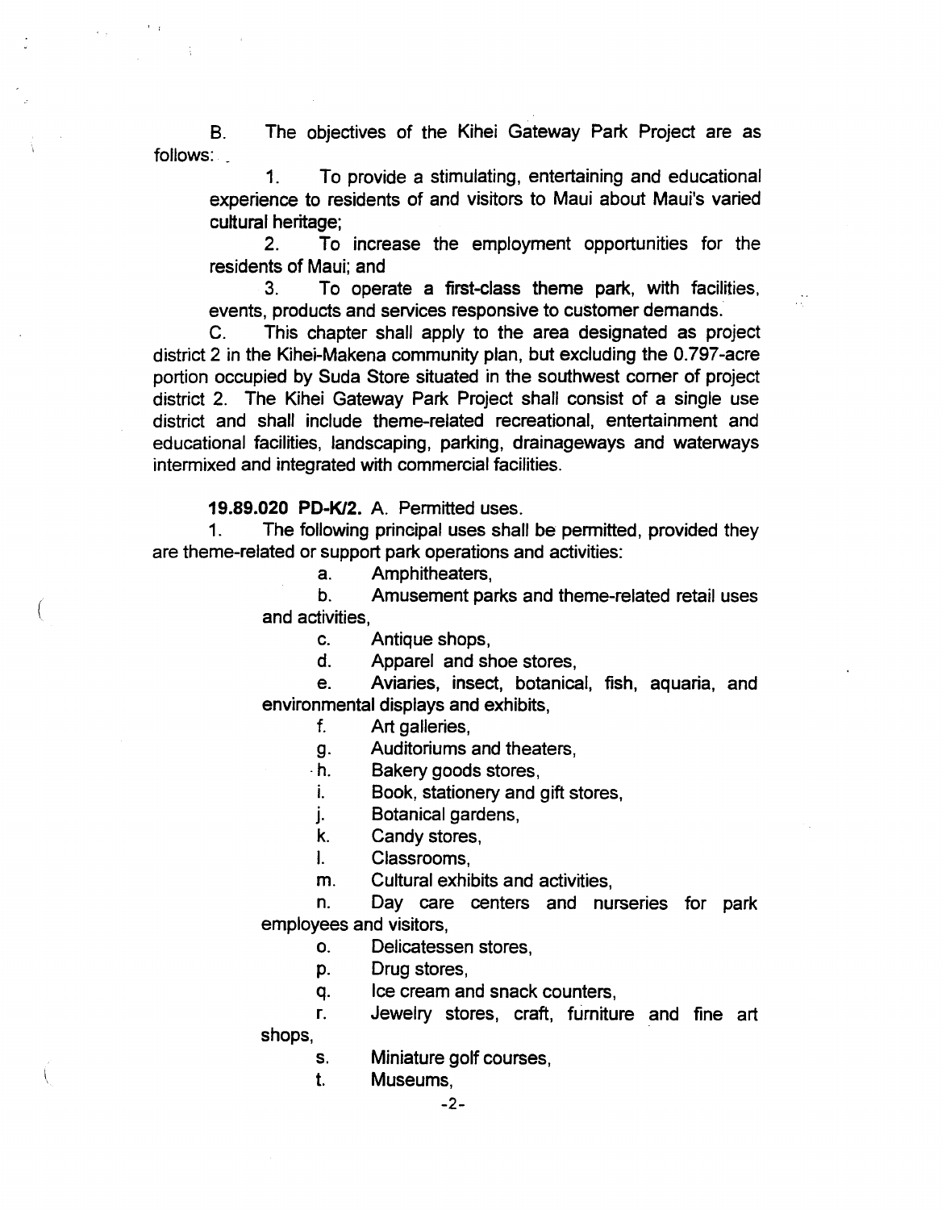B. The objectives of the Kihei Gateway Park Project are as follows:

1. To provide a stimulating, entertaining and educational experience to residents of and visitors to Maui about Maui's varied cultural heritage;

2. To increase the employment opportunities for the residents of Maui; and

3. To operate a first-class theme park, with facilities, events, products and services responsive to customer demands.

C. This chapter shall apply to the area designated as project district 2 in the Kihei-Makena community plan, but excluding the 0.797-acre portion occupied by Suda Store situated in the southwest corner of project district 2. The Kihei Gateway Park Project shall consist of a single use district and shall include theme-related recreational, entertainment and educational facilities, landscaping, parking, drainageways and waterways intermixed and integrated with commercial facilities.

**19.89.020 PD-K/2.** A. Permitted uses.

1. The following principal uses shall be permitted, provided they are theme-related or support park operations and activities:

a. Amphitheaters,

b. Amusement parks and theme-related retail uses and activities,

c. Antique shops,

d. Apparel and shoe stores,

e. Aviaries, insect, botanical, fish, aquaria, and environmental displays and exhibits,

f. Art galleries,

g. Auditoriums and theaters,

h. Bakery goods stores,

i. Book, stationery and gift stores,

j. Botanical gardens,

k. Candy stores,

l. Classrooms,

m. Cultural exhibits and activities,

n. Day care centers and nurseries for park employees and visitors,

o. Delicatessen stores,

p. Drug stores,

q. Ice cream and snack counters,

r. Jewelry stores, craft, furniture and fine art shops,

s. Miniature golf courses,

t. Museums,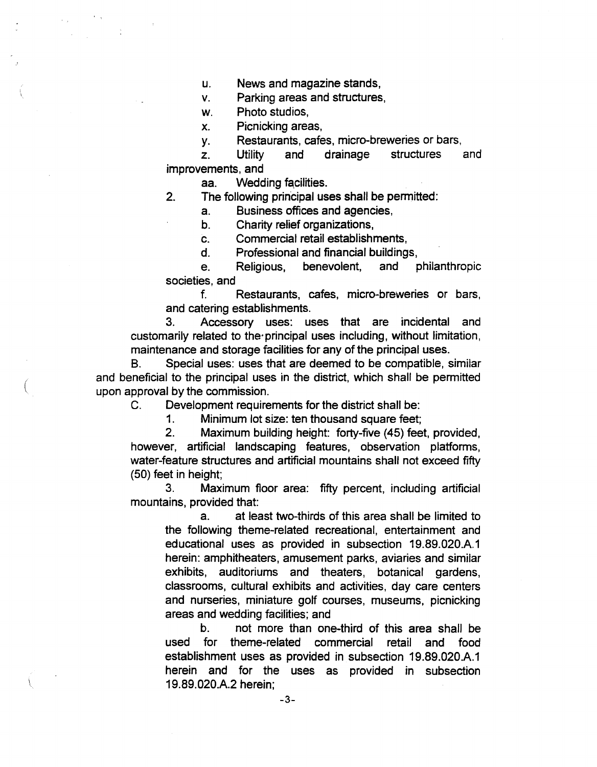u. News and magazine stands,

v. Parking areas and structures,

w. Photo studios,

x. Picnicking areas,

y. Restaurants, cafes, micro-breweries or bars,

z. Utility and drainage structures and improvements, and

aa. Wedding facilities.

2. The following principal uses shall be permitted:

a. Business offices and agencies,

b. Charity relief organizations,

c. Commercial retail establishments,

d. Professional and financial buildings,

e. Religious, benevolent, and philanthropic societies, and

f. Restaurants, cafes, micro-breweries or bars, and catering establishments.

3. Accessory uses: uses that are incidental and customarily related to the principal uses including, without limitation, maintenance and storage facilities for any of the principal uses.

B. Special uses: uses that are deemed to be compatible, similar and beneficial to the principal uses in the district, which shall be permitted upon approval by the commission.

C. Development requirements for the district shall be:

1. Minimum lot size: ten thousand square feet;

2. Maximum building height: forty-five (45) feet, provided, however, artificial landscaping features, observation platforms, water-feature structures and artificial mountains shall not exceed fifty (50) feet in height;

3. Maximum floor area: fifty percent, including artificial mountains, provided that:

a. at least two-thirds of this area shall be limited to the following theme-related recreational, entertainment and educational uses as provided in subsection 19.89.020.A.1 herein: amphitheaters, amusement parks, aviaries and similar exhibits, auditoriums and theaters, botanical gardens, classrooms, cultural exhibits and activities, day care centers and nurseries, miniature golf courses, museums, picnicking areas and wedding facilities; and

b. not more than one-third of this area shall be used for theme-related commercial retail and food establishment uses as provided in subsection 19.89.020.A.1 herein and for the uses as provided in subsection 19.89.020.A.2 herein;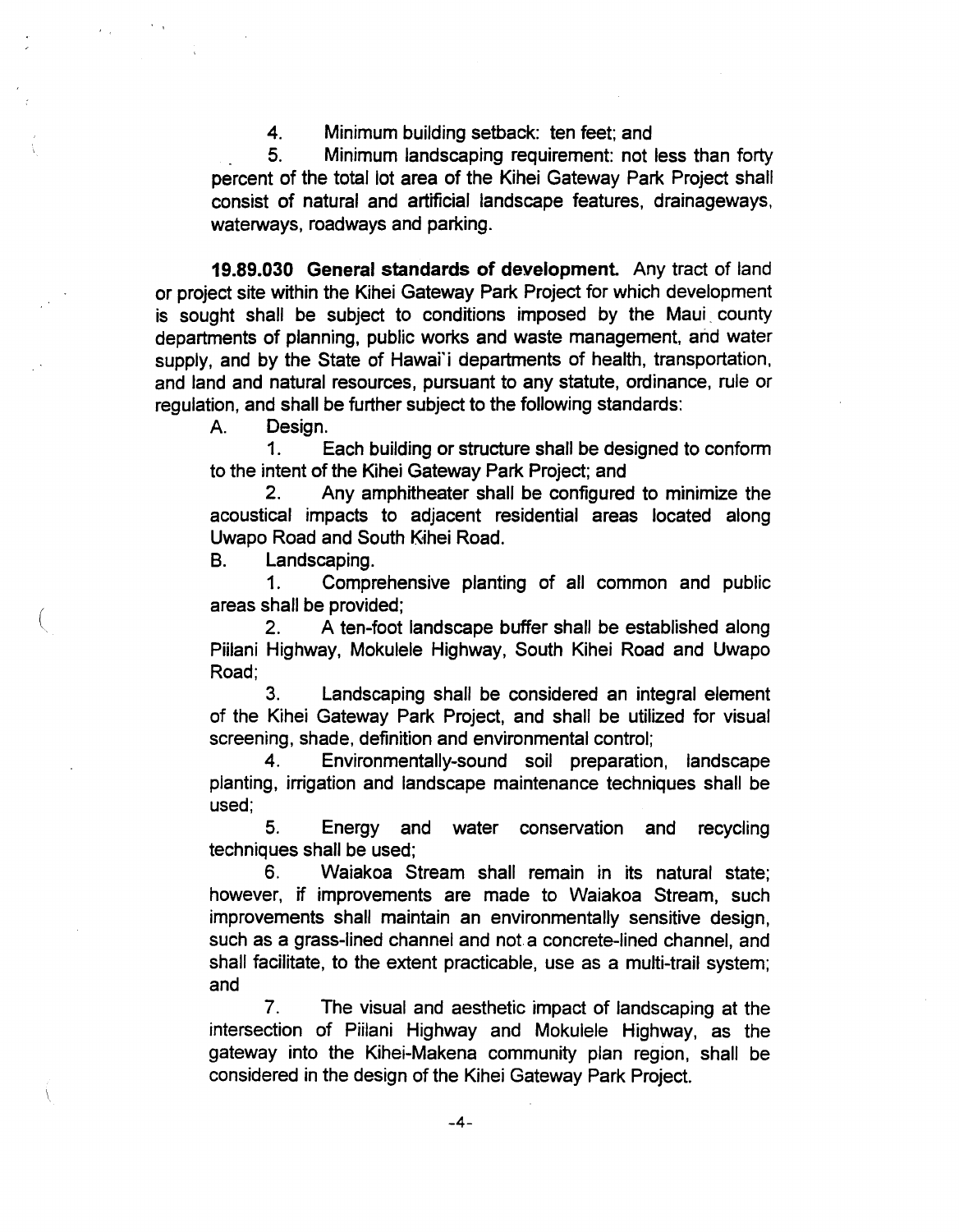4. Minimum building setback: ten feet; and

5. Minimum landscaping requirement: not less than forty percent of the total lot area of the Kihei Gateway Park Project shall consist of natural and artificial landscape features, drainageways, waterways, roadways and parking.

**19.89.030 General standards of development.** Any tract of land or project site within the Kihei Gateway Park Project for which development is sought shall be subject to conditions imposed by the Maui county departments of planning, public works and waste management, and water supply, and by the State of Hawai'i departments of health, transportation, and land and natural resources, pursuant to any statute, ordinance, rule or regulation, and shall be further subject to the following standards:

A. Design.

1. Each building or structure shall be designed to conform to the intent of the Kihei Gateway Park Project; and

2. Any amphitheater shall be configured to minimize the acoustical impacts to adjacent residential areas located along Uwapo Road and South Kihei Road.

B. Landscaping.

1. Comprehensive planting of all common and public areas shall be provided;

2. A ten-foot landscape buffer shall be established along Piilani Highway, Mokulele Highway, South Kihei Road and Uwapo Road;

3. Landscaping shall be considered an integral element of the Kihei Gateway Park Project, and shall be utilized for visual screening, shade, definition and environmental control;

4. Environmentally-sound soil preparation, landscape planting, irrigation and landscape maintenance techniques shall be used;

5. Energy and water conservation and recycling techniques shall be used;

6. Waiakoa Stream shall remain in its natural state; however, if improvements are made to Waiakoa Stream, such improvements shall maintain an environmentally sensitive design, such as a grass-lined channel and not a concrete-lined channel, and shall facilitate, to the extent practicable, use as a multi-trail system; and

7. The visual and aesthetic impact of landscaping at the intersection of Piilani Highway and Mokulele Highway, as the gateway into the Kihei-Makena community plan region, shall be considered in the design of the Kihei Gateway Park Project.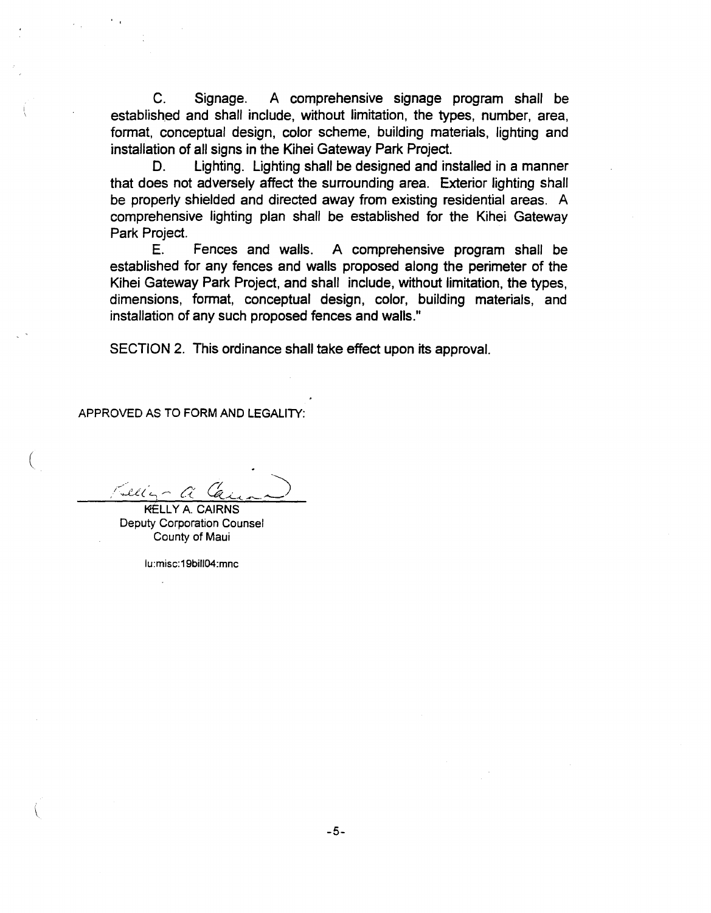C. Signage. A comprehensive signage program shall be established and shall include, without limitation, the types, number, area, format, conceptual design, color scheme, building materials, lighting and installation of all signs in the Kihei Gateway Park Project.

D. Lighting. Lighting shall be designed and installed in a manner that does not adversely affect the surrounding area. Exterior lighting shall be properly shielded and directed away from existing residential areas. A comprehensive lighting plan shall be established for the Kihei Gateway Park Project.

E. Fences and walls. A comprehensive program shall be established for any fences and walls proposed along the perimeter of the Kihei Gateway Park Project, and shall include, without limitation, the types, dimensions, format, conceptual design, color, building materials, and installation of any such proposed fences and walls."

SECTION 2. This ordinance shall take effect upon its approval.

APPROVED AS TO FORM AND LEGALITY:

KELLY A. CAIRNS
Deputy Corporation Counsel
County of Maui

lu:misc:19bill04:mnc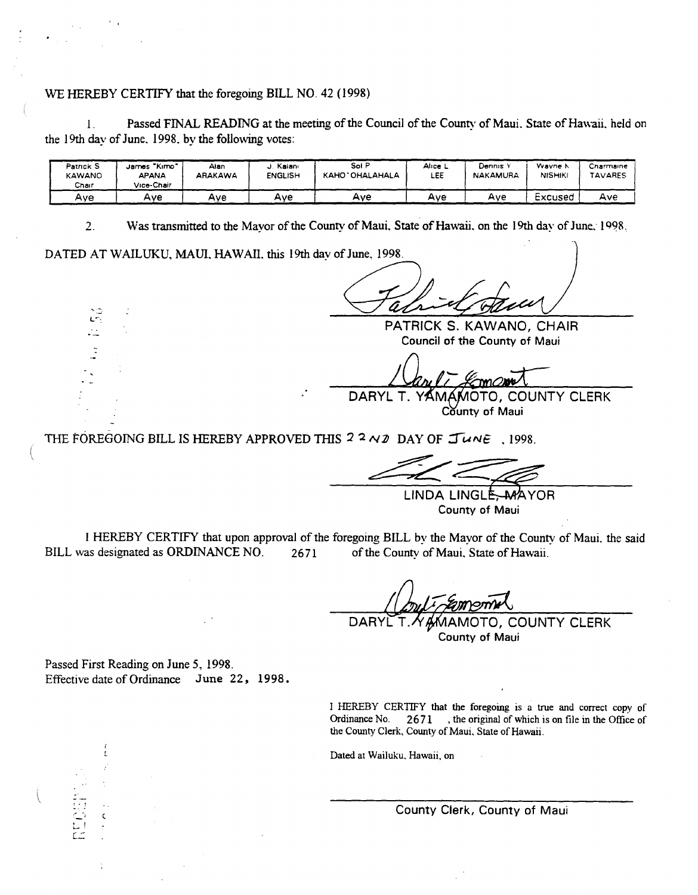WE HEREBY CERTIFY that the foregoing BILL NO. 42 (1998)

1. Passed FINAL READING at the meeting of the Council of the County of Maui, State of Hawaii, held on the 19th day of June, 1998, by the following votes:

| Patrick S. KAWANO Chair | James "Kimo" APANA Vice-Chair | Alan ARAKAWA | J. Kalani ENGLISH | Sol P. KAHO'OHALAHALA | Alice L. LEE | Dennis Y. NAKAMURA | Wayne K. NISHIKI | Charmaine TAVARES |
|---|---|---|---|---|---|---|---|---|
| Aye | Aye | Aye | Aye | Aye | Aye | Aye | Excused | Aye |

2. Was transmitted to the Mayor of the County of Maui, State of Hawaii, on the 19th day of June, 1998.

DATED AT WAILUKU, MAUI, HAWAII, this 19th day of June, 1998.

PATRICK S. KAWANO, CHAIR
Council of the County of Maui

DARYL T. YAMAMOTO, COUNTY CLERK
County of Maui

THE FOREGOING BILL IS HEREBY APPROVED THIS 22ND DAY OF JUNE, 1998.

LINDA LINGLE, MAYOR
County of Maui

I HEREBY CERTIFY that upon approval of the foregoing BILL by the Mayor of the County of Maui, the said BILL was designated as ORDINANCE NO. 2671 of the County of Maui, State of Hawaii.

DARYL T. YAMAMOTO, COUNTY CLERK
County of Maui

Passed First Reading on June 5, 1998.
Effective date of Ordinance June 22, 1998.

I HEREBY CERTIFY that the foregoing is a true and correct copy of Ordinance No. 2671, the original of which is on file in the Office of the County Clerk, County of Maui, State of Hawaii.

Dated at Wailuku, Hawaii, on

County Clerk, County of Maui